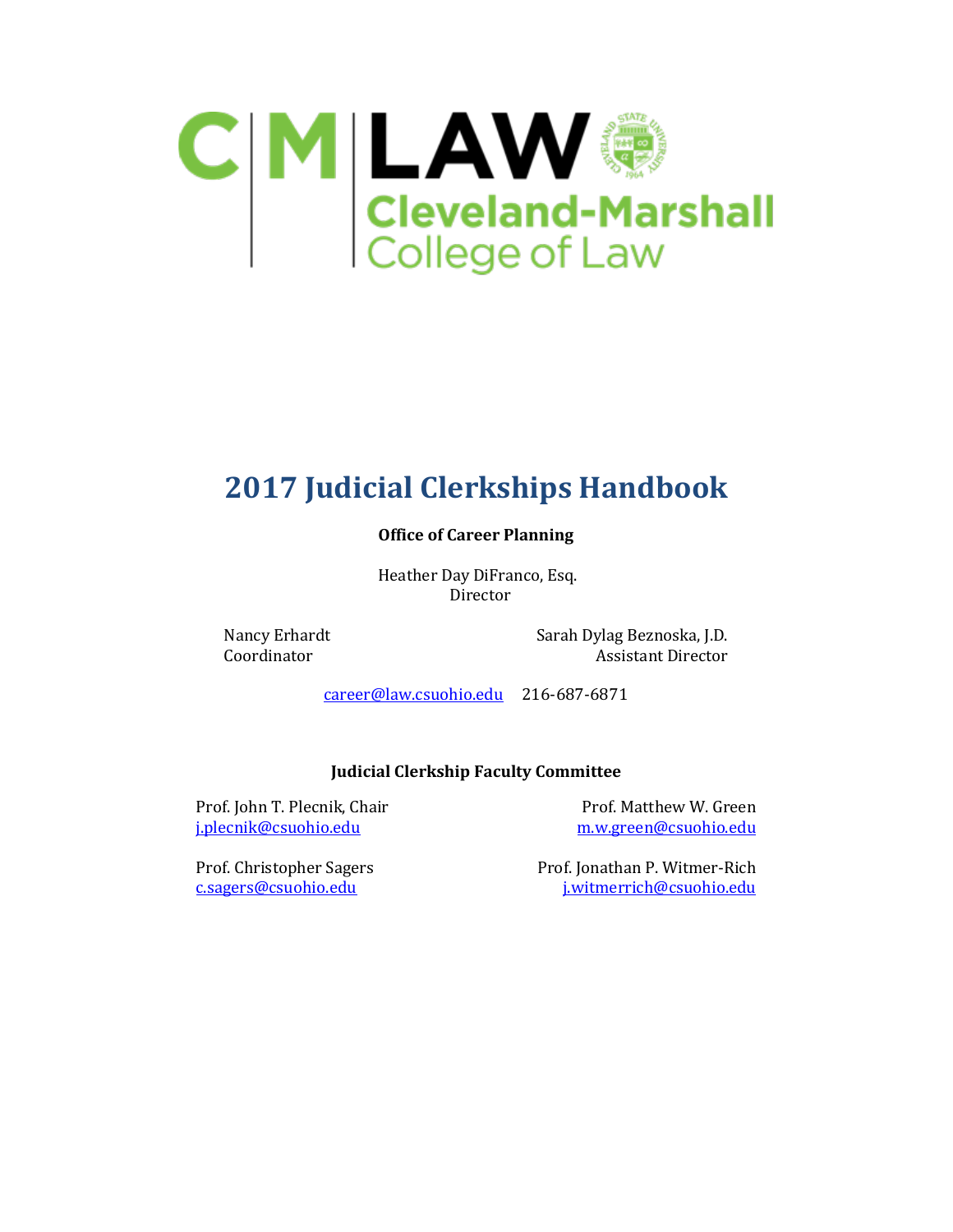C|M|LAW

Cleveland-Marshall College of Law

# 2017 Judicial Clerkships Handbook

**Office of Career Planning**

Heather Day DiFranco, Esq.
Director

Nancy Erhardt
Coordinator

Sarah Dylag Beznoska, J.D.
Assistant Director

career@law.csuohio.edu 216-687-6871

**Judicial Clerkship Faculty Committee**

Prof. John T. Plecnik, Chair
j.plecnik@csuohio.edu

Prof. Matthew W. Green
m.w.green@csuohio.edu

Prof. Christopher Sagers
c.sagers@csuohio.edu

Prof. Jonathan P. Witmer-Rich
j.witmerrich@csuohio.edu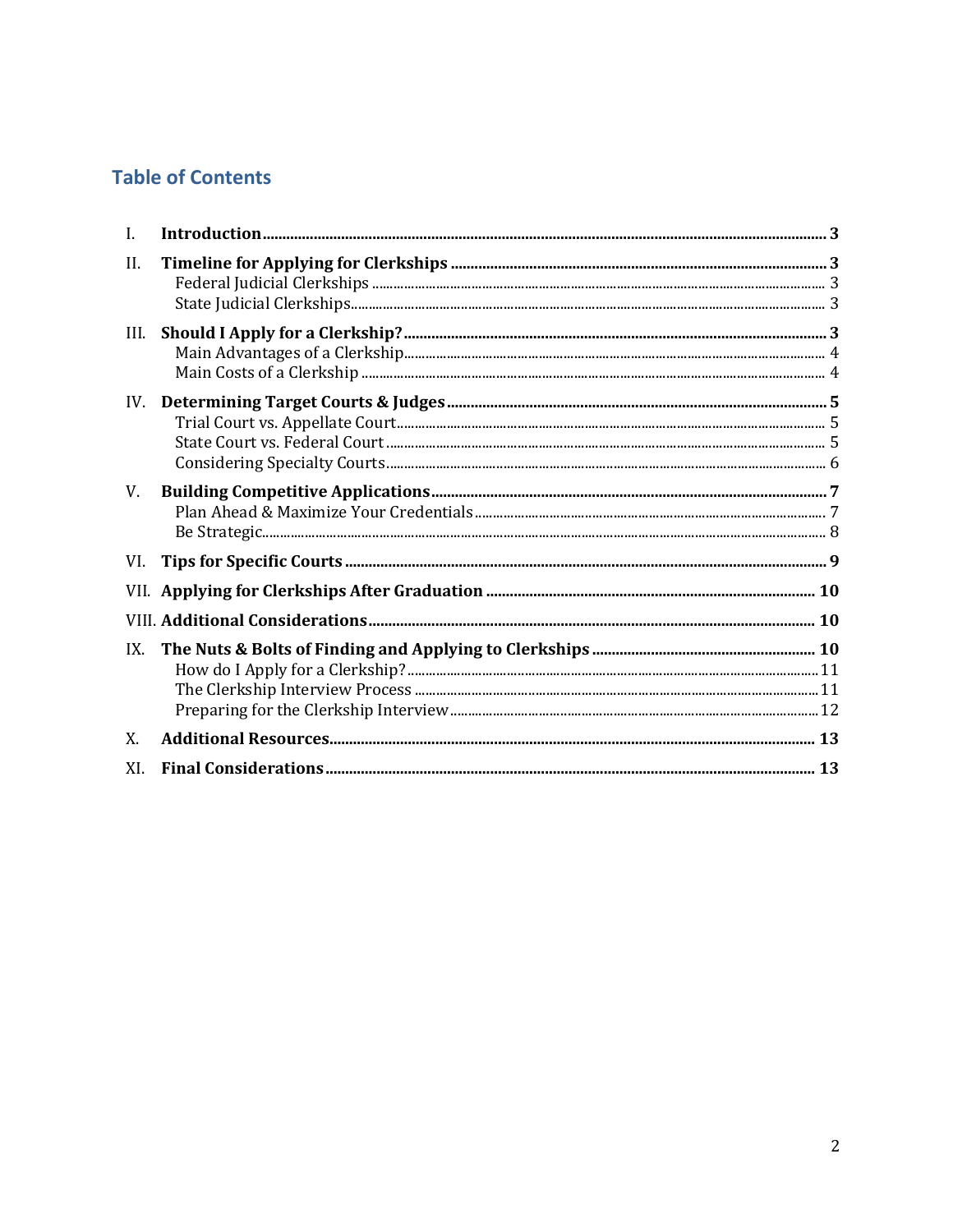## Table of Contents

- I. **Introduction** ..... 3
- II. **Timeline for Applying for Clerkships** ..... 3
  - Federal Judicial Clerkships ..... 3
  - State Judicial Clerkships ..... 3
- III. **Should I Apply for a Clerkship?** ..... 3
  - Main Advantages of a Clerkship ..... 4
  - Main Costs of a Clerkship ..... 4
- IV. **Determining Target Courts & Judges** ..... 5
  - Trial Court vs. Appellate Court ..... 5
  - State Court vs. Federal Court ..... 5
  - Considering Specialty Courts ..... 6
- V. **Building Competitive Applications** ..... 7
  - Plan Ahead & Maximize Your Credentials ..... 7
  - Be Strategic ..... 8
- VI. **Tips for Specific Courts** ..... 9
- VII. **Applying for Clerkships After Graduation** ..... 10
- VIII. **Additional Considerations** ..... 10
- IX. **The Nuts & Bolts of Finding and Applying to Clerkships** ..... 10
  - How do I Apply for a Clerkship? ..... 11
  - The Clerkship Interview Process ..... 11
  - Preparing for the Clerkship Interview ..... 12
- X. **Additional Resources** ..... 13
- XI. **Final Considerations** ..... 13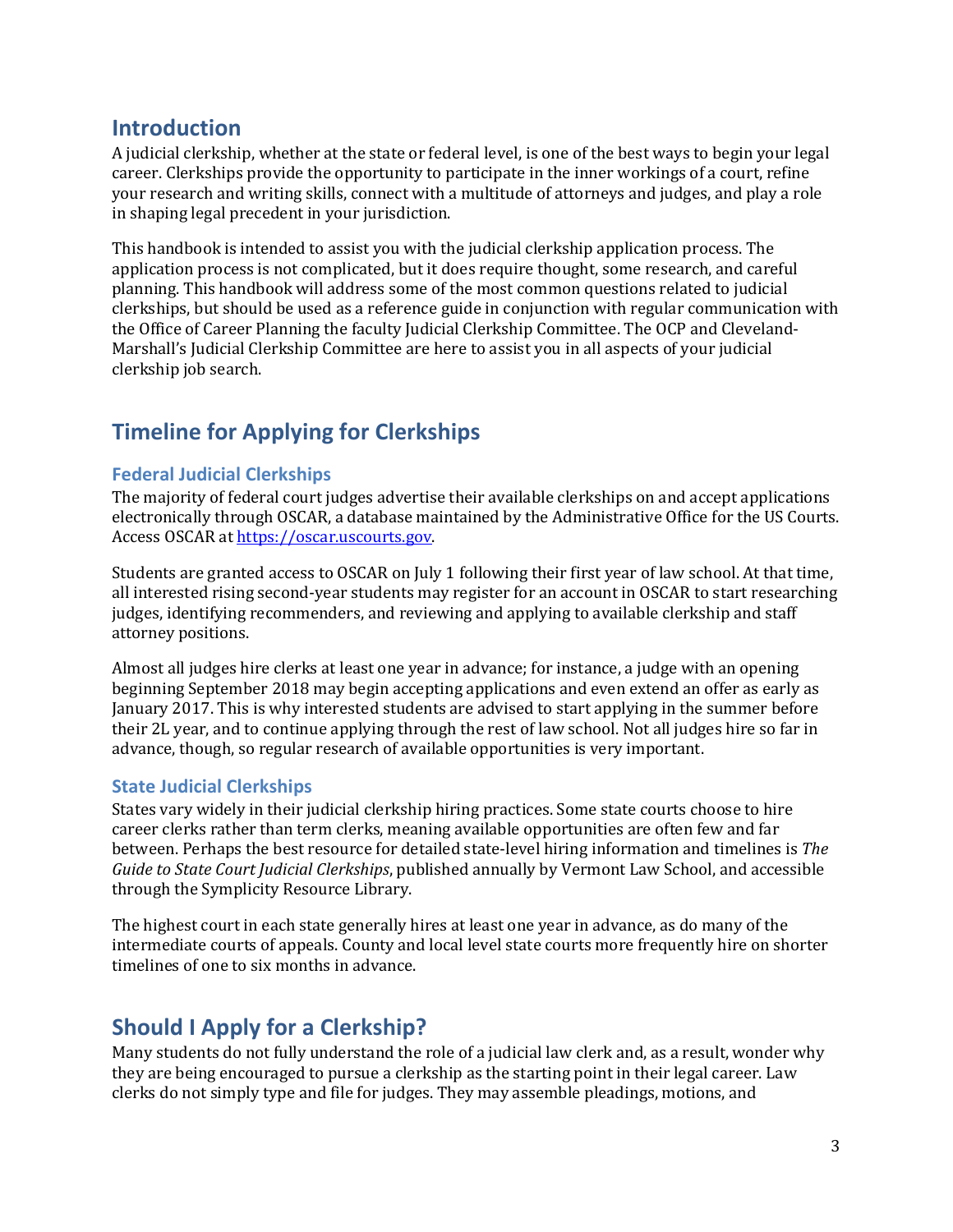## Introduction

A judicial clerkship, whether at the state or federal level, is one of the best ways to begin your legal career. Clerkships provide the opportunity to participate in the inner workings of a court, refine your research and writing skills, connect with a multitude of attorneys and judges, and play a role in shaping legal precedent in your jurisdiction.

This handbook is intended to assist you with the judicial clerkship application process. The application process is not complicated, but it does require thought, some research, and careful planning. This handbook will address some of the most common questions related to judicial clerkships, but should be used as a reference guide in conjunction with regular communication with the Office of Career Planning the faculty Judicial Clerkship Committee. The OCP and Cleveland-Marshall's Judicial Clerkship Committee are here to assist you in all aspects of your judicial clerkship job search.

## Timeline for Applying for Clerkships

### Federal Judicial Clerkships

The majority of federal court judges advertise their available clerkships on and accept applications electronically through OSCAR, a database maintained by the Administrative Office for the US Courts. Access OSCAR at [https://oscar.uscourts.gov](https://oscar.uscourts.gov).

Students are granted access to OSCAR on July 1 following their first year of law school. At that time, all interested rising second-year students may register for an account in OSCAR to start researching judges, identifying recommenders, and reviewing and applying to available clerkship and staff attorney positions.

Almost all judges hire clerks at least one year in advance; for instance, a judge with an opening beginning September 2018 may begin accepting applications and even extend an offer as early as January 2017. This is why interested students are advised to start applying in the summer before their 2L year, and to continue applying through the rest of law school. Not all judges hire so far in advance, though, so regular research of available opportunities is very important.

### State Judicial Clerkships

States vary widely in their judicial clerkship hiring practices. Some state courts choose to hire career clerks rather than term clerks, meaning available opportunities are often few and far between. Perhaps the best resource for detailed state-level hiring information and timelines is *The Guide to State Court Judicial Clerkships*, published annually by Vermont Law School, and accessible through the Symplicity Resource Library.

The highest court in each state generally hires at least one year in advance, as do many of the intermediate courts of appeals. County and local level state courts more frequently hire on shorter timelines of one to six months in advance.

## Should I Apply for a Clerkship?

Many students do not fully understand the role of a judicial law clerk and, as a result, wonder why they are being encouraged to pursue a clerkship as the starting point in their legal career. Law clerks do not simply type and file for judges. They may assemble pleadings, motions, and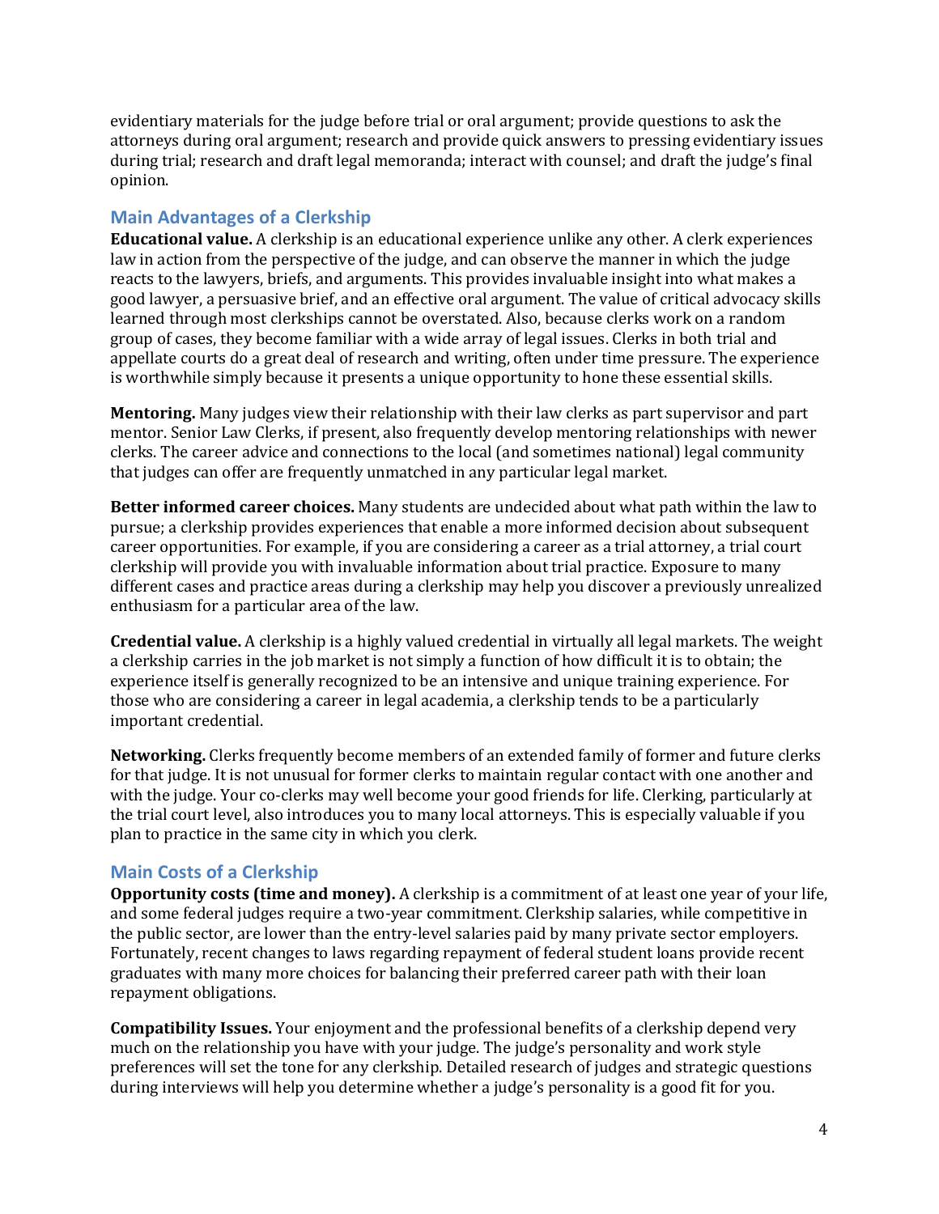evidentiary materials for the judge before trial or oral argument; provide questions to ask the attorneys during oral argument; research and provide quick answers to pressing evidentiary issues during trial; research and draft legal memoranda; interact with counsel; and draft the judge's final opinion.

## Main Advantages of a Clerkship

**Educational value.** A clerkship is an educational experience unlike any other. A clerk experiences law in action from the perspective of the judge, and can observe the manner in which the judge reacts to the lawyers, briefs, and arguments. This provides invaluable insight into what makes a good lawyer, a persuasive brief, and an effective oral argument. The value of critical advocacy skills learned through most clerkships cannot be overstated. Also, because clerks work on a random group of cases, they become familiar with a wide array of legal issues. Clerks in both trial and appellate courts do a great deal of research and writing, often under time pressure. The experience is worthwhile simply because it presents a unique opportunity to hone these essential skills.

**Mentoring.** Many judges view their relationship with their law clerks as part supervisor and part mentor. Senior Law Clerks, if present, also frequently develop mentoring relationships with newer clerks. The career advice and connections to the local (and sometimes national) legal community that judges can offer are frequently unmatched in any particular legal market.

**Better informed career choices.** Many students are undecided about what path within the law to pursue; a clerkship provides experiences that enable a more informed decision about subsequent career opportunities. For example, if you are considering a career as a trial attorney, a trial court clerkship will provide you with invaluable information about trial practice. Exposure to many different cases and practice areas during a clerkship may help you discover a previously unrealized enthusiasm for a particular area of the law.

**Credential value.** A clerkship is a highly valued credential in virtually all legal markets. The weight a clerkship carries in the job market is not simply a function of how difficult it is to obtain; the experience itself is generally recognized to be an intensive and unique training experience. For those who are considering a career in legal academia, a clerkship tends to be a particularly important credential.

**Networking.** Clerks frequently become members of an extended family of former and future clerks for that judge. It is not unusual for former clerks to maintain regular contact with one another and with the judge. Your co-clerks may well become your good friends for life. Clerking, particularly at the trial court level, also introduces you to many local attorneys. This is especially valuable if you plan to practice in the same city in which you clerk.

## Main Costs of a Clerkship

**Opportunity costs (time and money).** A clerkship is a commitment of at least one year of your life, and some federal judges require a two-year commitment. Clerkship salaries, while competitive in the public sector, are lower than the entry-level salaries paid by many private sector employers. Fortunately, recent changes to laws regarding repayment of federal student loans provide recent graduates with many more choices for balancing their preferred career path with their loan repayment obligations.

**Compatibility Issues.** Your enjoyment and the professional benefits of a clerkship depend very much on the relationship you have with your judge. The judge's personality and work style preferences will set the tone for any clerkship. Detailed research of judges and strategic questions during interviews will help you determine whether a judge's personality is a good fit for you.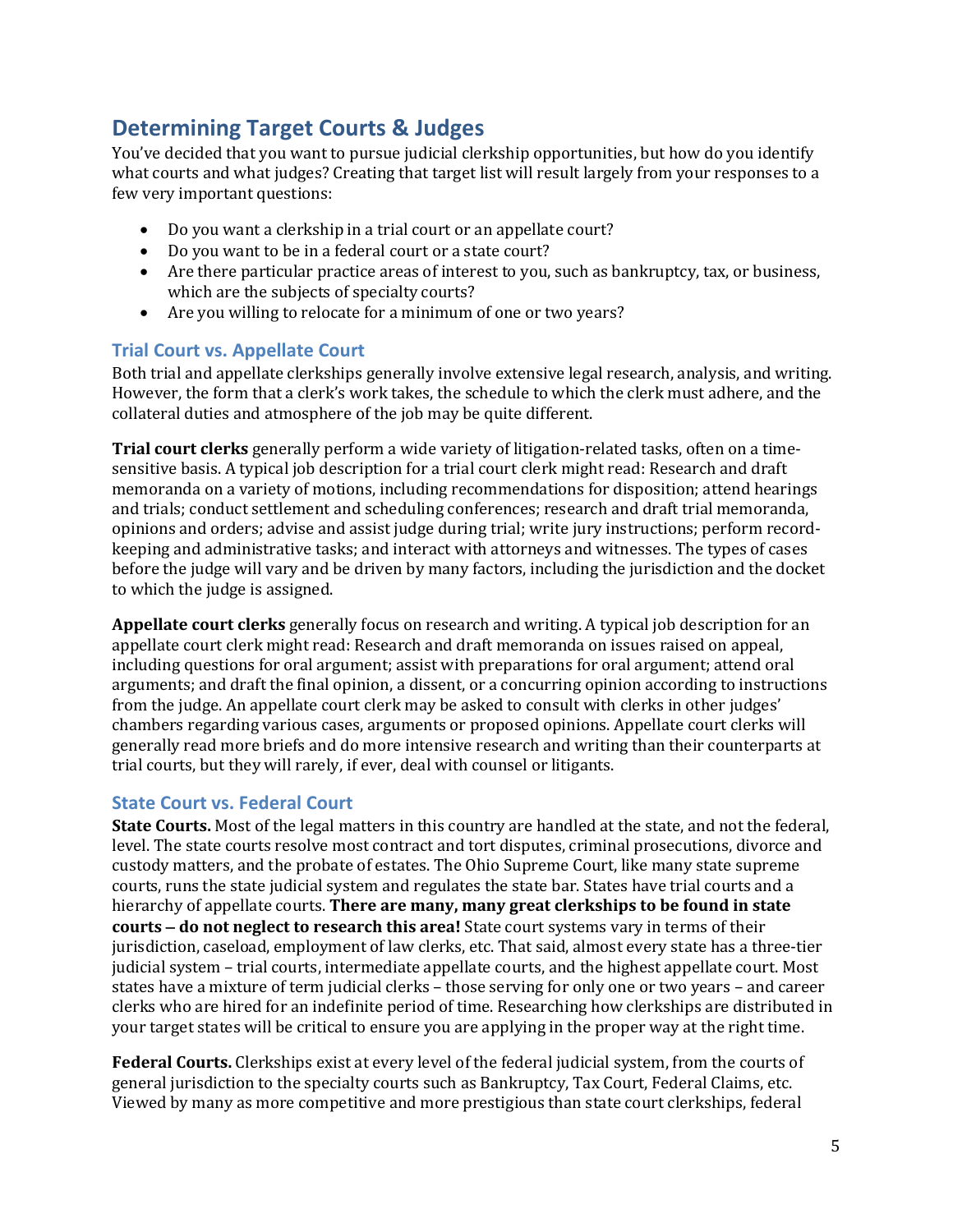## Determining Target Courts & Judges

You've decided that you want to pursue judicial clerkship opportunities, but how do you identify what courts and what judges? Creating that target list will result largely from your responses to a few very important questions:

- Do you want a clerkship in a trial court or an appellate court?
- Do you want to be in a federal court or a state court?
- Are there particular practice areas of interest to you, such as bankruptcy, tax, or business, which are the subjects of specialty courts?
- Are you willing to relocate for a minimum of one or two years?

### Trial Court vs. Appellate Court

Both trial and appellate clerkships generally involve extensive legal research, analysis, and writing. However, the form that a clerk's work takes, the schedule to which the clerk must adhere, and the collateral duties and atmosphere of the job may be quite different.

**Trial court clerks** generally perform a wide variety of litigation-related tasks, often on a time-sensitive basis. A typical job description for a trial court clerk might read: Research and draft memoranda on a variety of motions, including recommendations for disposition; attend hearings and trials; conduct settlement and scheduling conferences; research and draft trial memoranda, opinions and orders; advise and assist judge during trial; write jury instructions; perform record-keeping and administrative tasks; and interact with attorneys and witnesses. The types of cases before the judge will vary and be driven by many factors, including the jurisdiction and the docket to which the judge is assigned.

**Appellate court clerks** generally focus on research and writing. A typical job description for an appellate court clerk might read: Research and draft memoranda on issues raised on appeal, including questions for oral argument; assist with preparations for oral argument; attend oral arguments; and draft the final opinion, a dissent, or a concurring opinion according to instructions from the judge. An appellate court clerk may be asked to consult with clerks in other judges' chambers regarding various cases, arguments or proposed opinions. Appellate court clerks will generally read more briefs and do more intensive research and writing than their counterparts at trial courts, but they will rarely, if ever, deal with counsel or litigants.

### State Court vs. Federal Court

**State Courts.** Most of the legal matters in this country are handled at the state, and not the federal, level. The state courts resolve most contract and tort disputes, criminal prosecutions, divorce and custody matters, and the probate of estates. The Ohio Supreme Court, like many state supreme courts, runs the state judicial system and regulates the state bar. States have trial courts and a hierarchy of appellate courts. **There are many, many great clerkships to be found in state courts – do not neglect to research this area!** State court systems vary in terms of their jurisdiction, caseload, employment of law clerks, etc. That said, almost every state has a three-tier judicial system – trial courts, intermediate appellate courts, and the highest appellate court. Most states have a mixture of term judicial clerks – those serving for only one or two years – and career clerks who are hired for an indefinite period of time. Researching how clerkships are distributed in your target states will be critical to ensure you are applying in the proper way at the right time.

**Federal Courts.** Clerkships exist at every level of the federal judicial system, from the courts of general jurisdiction to the specialty courts such as Bankruptcy, Tax Court, Federal Claims, etc. Viewed by many as more competitive and more prestigious than state court clerkships, federal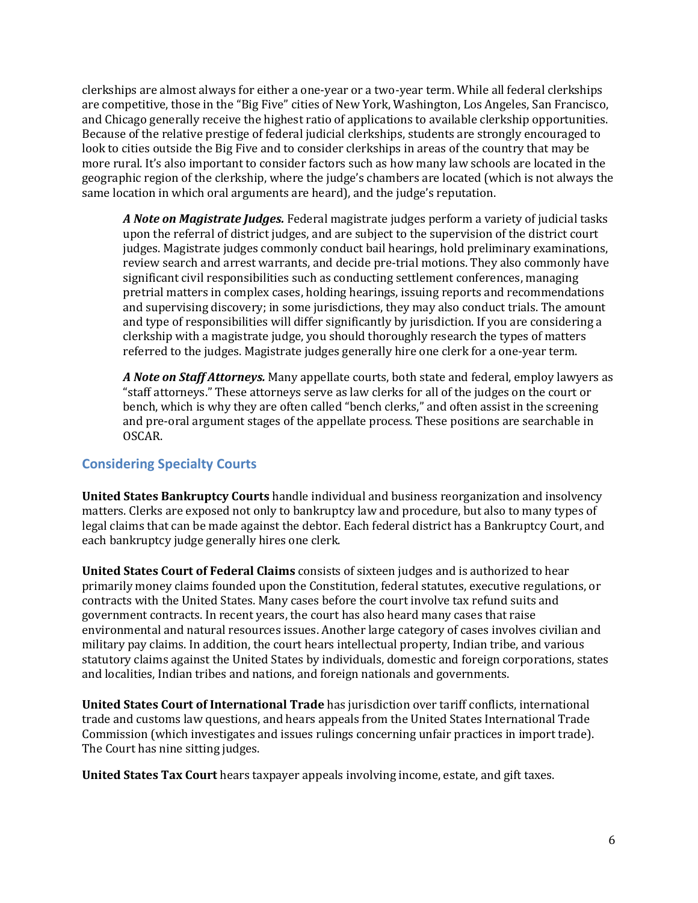clerkships are almost always for either a one-year or a two-year term. While all federal clerkships are competitive, those in the "Big Five" cities of New York, Washington, Los Angeles, San Francisco, and Chicago generally receive the highest ratio of applications to available clerkship opportunities. Because of the relative prestige of federal judicial clerkships, students are strongly encouraged to look to cities outside the Big Five and to consider clerkships in areas of the country that may be more rural. It's also important to consider factors such as how many law schools are located in the geographic region of the clerkship, where the judge's chambers are located (which is not always the same location in which oral arguments are heard), and the judge's reputation.

> ***A Note on Magistrate Judges.*** Federal magistrate judges perform a variety of judicial tasks upon the referral of district judges, and are subject to the supervision of the district court judges. Magistrate judges commonly conduct bail hearings, hold preliminary examinations, review search and arrest warrants, and decide pre-trial motions. They also commonly have significant civil responsibilities such as conducting settlement conferences, managing pretrial matters in complex cases, holding hearings, issuing reports and recommendations and supervising discovery; in some jurisdictions, they may also conduct trials. The amount and type of responsibilities will differ significantly by jurisdiction. If you are considering a clerkship with a magistrate judge, you should thoroughly research the types of matters referred to the judges. Magistrate judges generally hire one clerk for a one-year term.

> ***A Note on Staff Attorneys.*** Many appellate courts, both state and federal, employ lawyers as "staff attorneys." These attorneys serve as law clerks for all of the judges on the court or bench, which is why they are often called "bench clerks," and often assist in the screening and pre-oral argument stages of the appellate process. These positions are searchable in OSCAR.

## Considering Specialty Courts

**United States Bankruptcy Courts** handle individual and business reorganization and insolvency matters. Clerks are exposed not only to bankruptcy law and procedure, but also to many types of legal claims that can be made against the debtor. Each federal district has a Bankruptcy Court, and each bankruptcy judge generally hires one clerk.

**United States Court of Federal Claims** consists of sixteen judges and is authorized to hear primarily money claims founded upon the Constitution, federal statutes, executive regulations, or contracts with the United States. Many cases before the court involve tax refund suits and government contracts. In recent years, the court has also heard many cases that raise environmental and natural resources issues. Another large category of cases involves civilian and military pay claims. In addition, the court hears intellectual property, Indian tribe, and various statutory claims against the United States by individuals, domestic and foreign corporations, states and localities, Indian tribes and nations, and foreign nationals and governments.

**United States Court of International Trade** has jurisdiction over tariff conflicts, international trade and customs law questions, and hears appeals from the United States International Trade Commission (which investigates and issues rulings concerning unfair practices in import trade). The Court has nine sitting judges.

**United States Tax Court** hears taxpayer appeals involving income, estate, and gift taxes.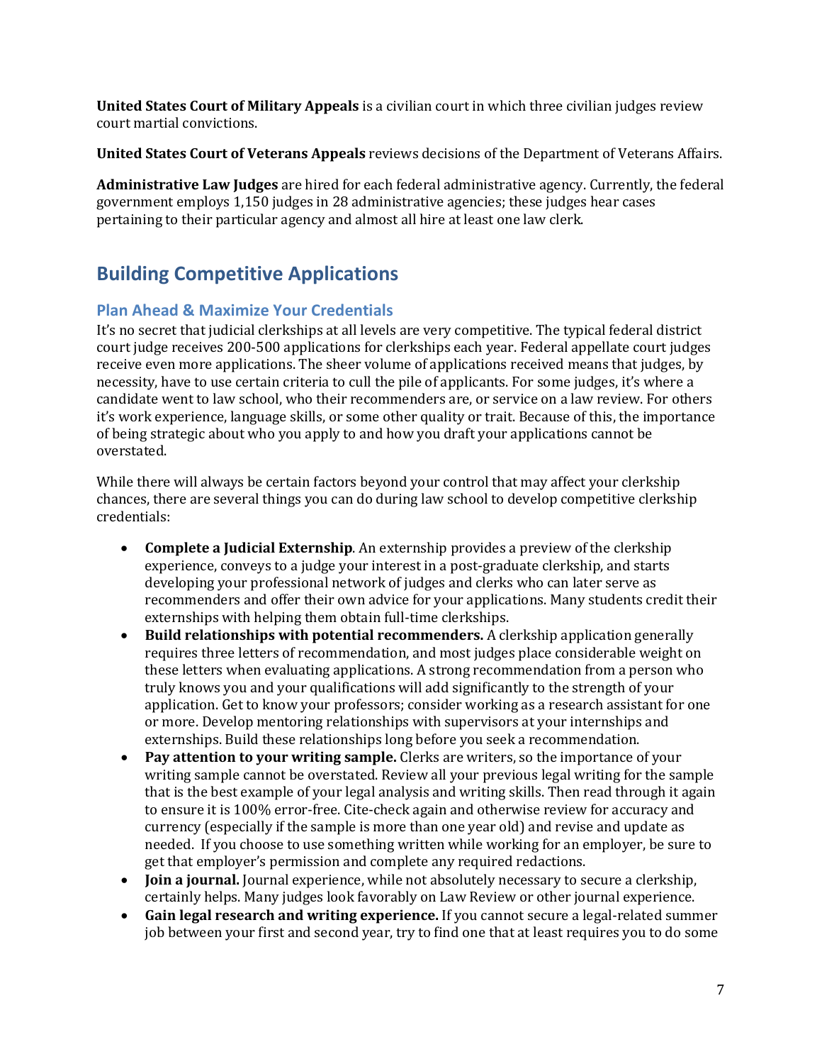**United States Court of Military Appeals** is a civilian court in which three civilian judges review court martial convictions.

**United States Court of Veterans Appeals** reviews decisions of the Department of Veterans Affairs.

**Administrative Law Judges** are hired for each federal administrative agency. Currently, the federal government employs 1,150 judges in 28 administrative agencies; these judges hear cases pertaining to their particular agency and almost all hire at least one law clerk.

## Building Competitive Applications

### Plan Ahead & Maximize Your Credentials

It's no secret that judicial clerkships at all levels are very competitive. The typical federal district court judge receives 200-500 applications for clerkships each year. Federal appellate court judges receive even more applications. The sheer volume of applications received means that judges, by necessity, have to use certain criteria to cull the pile of applicants. For some judges, it's where a candidate went to law school, who their recommenders are, or service on a law review. For others it's work experience, language skills, or some other quality or trait. Because of this, the importance of being strategic about who you apply to and how you draft your applications cannot be overstated.

While there will always be certain factors beyond your control that may affect your clerkship chances, there are several things you can do during law school to develop competitive clerkship credentials:

- **Complete a Judicial Externship**. An externship provides a preview of the clerkship experience, conveys to a judge your interest in a post-graduate clerkship, and starts developing your professional network of judges and clerks who can later serve as recommenders and offer their own advice for your applications. Many students credit their externships with helping them obtain full-time clerkships.
- **Build relationships with potential recommenders.** A clerkship application generally requires three letters of recommendation, and most judges place considerable weight on these letters when evaluating applications. A strong recommendation from a person who truly knows you and your qualifications will add significantly to the strength of your application. Get to know your professors; consider working as a research assistant for one or more. Develop mentoring relationships with supervisors at your internships and externships. Build these relationships long before you seek a recommendation.
- **Pay attention to your writing sample.** Clerks are writers, so the importance of your writing sample cannot be overstated. Review all your previous legal writing for the sample that is the best example of your legal analysis and writing skills. Then read through it again to ensure it is 100% error-free. Cite-check again and otherwise review for accuracy and currency (especially if the sample is more than one year old) and revise and update as needed. If you choose to use something written while working for an employer, be sure to get that employer's permission and complete any required redactions.
- **Join a journal.** Journal experience, while not absolutely necessary to secure a clerkship, certainly helps. Many judges look favorably on Law Review or other journal experience.
- **Gain legal research and writing experience.** If you cannot secure a legal-related summer job between your first and second year, try to find one that at least requires you to do some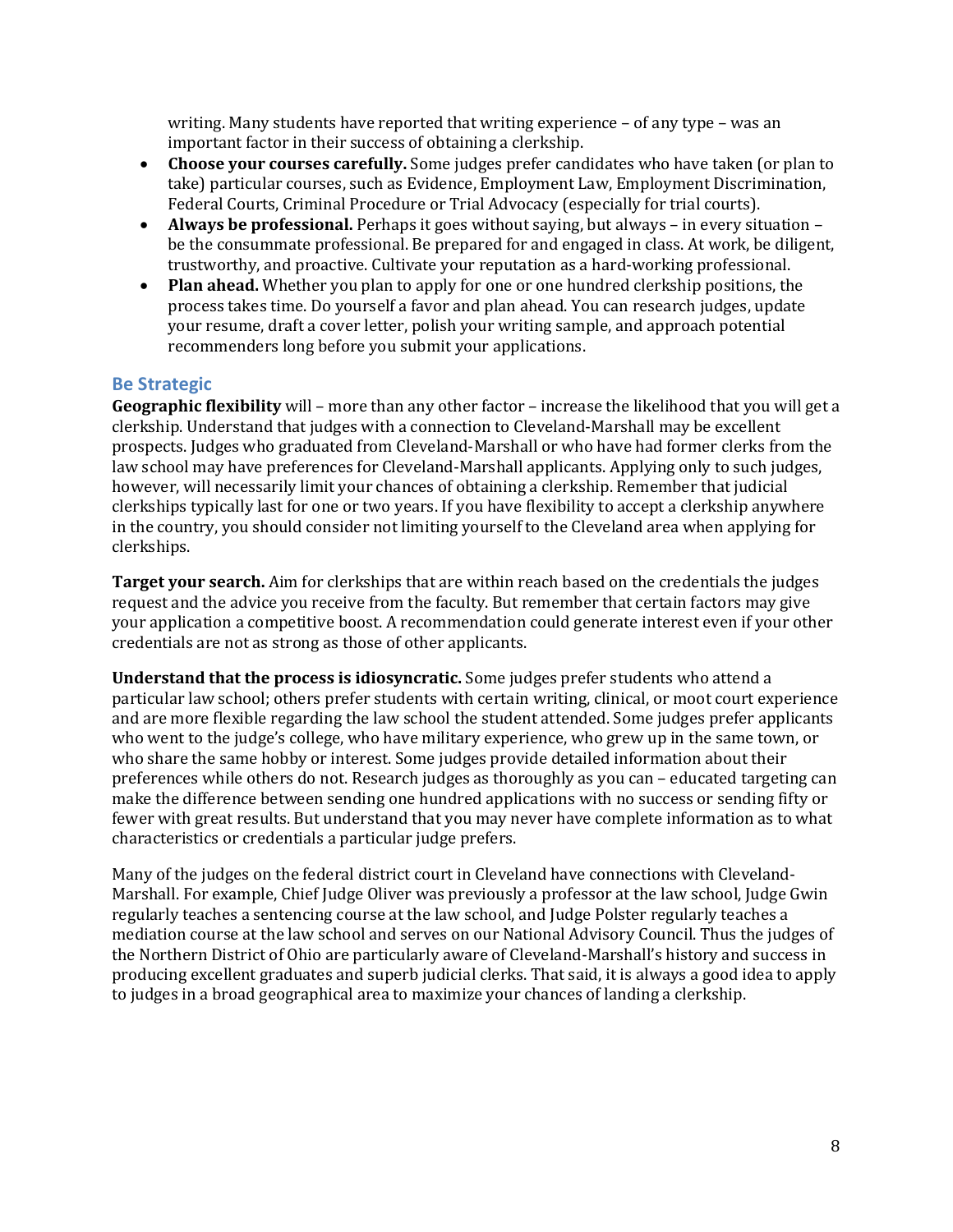writing. Many students have reported that writing experience – of any type – was an important factor in their success of obtaining a clerkship.

- **Choose your courses carefully.** Some judges prefer candidates who have taken (or plan to take) particular courses, such as Evidence, Employment Law, Employment Discrimination, Federal Courts, Criminal Procedure or Trial Advocacy (especially for trial courts).
- **Always be professional.** Perhaps it goes without saying, but always – in every situation – be the consummate professional. Be prepared for and engaged in class. At work, be diligent, trustworthy, and proactive. Cultivate your reputation as a hard-working professional.
- **Plan ahead.** Whether you plan to apply for one or one hundred clerkship positions, the process takes time. Do yourself a favor and plan ahead. You can research judges, update your resume, draft a cover letter, polish your writing sample, and approach potential recommenders long before you submit your applications.

## Be Strategic

**Geographic flexibility** will – more than any other factor – increase the likelihood that you will get a clerkship. Understand that judges with a connection to Cleveland-Marshall may be excellent prospects. Judges who graduated from Cleveland-Marshall or who have had former clerks from the law school may have preferences for Cleveland-Marshall applicants. Applying only to such judges, however, will necessarily limit your chances of obtaining a clerkship. Remember that judicial clerkships typically last for one or two years. If you have flexibility to accept a clerkship anywhere in the country, you should consider not limiting yourself to the Cleveland area when applying for clerkships.

**Target your search.** Aim for clerkships that are within reach based on the credentials the judges request and the advice you receive from the faculty. But remember that certain factors may give your application a competitive boost. A recommendation could generate interest even if your other credentials are not as strong as those of other applicants.

**Understand that the process is idiosyncratic.** Some judges prefer students who attend a particular law school; others prefer students with certain writing, clinical, or moot court experience and are more flexible regarding the law school the student attended. Some judges prefer applicants who went to the judge's college, who have military experience, who grew up in the same town, or who share the same hobby or interest. Some judges provide detailed information about their preferences while others do not. Research judges as thoroughly as you can – educated targeting can make the difference between sending one hundred applications with no success or sending fifty or fewer with great results. But understand that you may never have complete information as to what characteristics or credentials a particular judge prefers.

Many of the judges on the federal district court in Cleveland have connections with Cleveland-Marshall. For example, Chief Judge Oliver was previously a professor at the law school, Judge Gwin regularly teaches a sentencing course at the law school, and Judge Polster regularly teaches a mediation course at the law school and serves on our National Advisory Council. Thus the judges of the Northern District of Ohio are particularly aware of Cleveland-Marshall's history and success in producing excellent graduates and superb judicial clerks. That said, it is always a good idea to apply to judges in a broad geographical area to maximize your chances of landing a clerkship.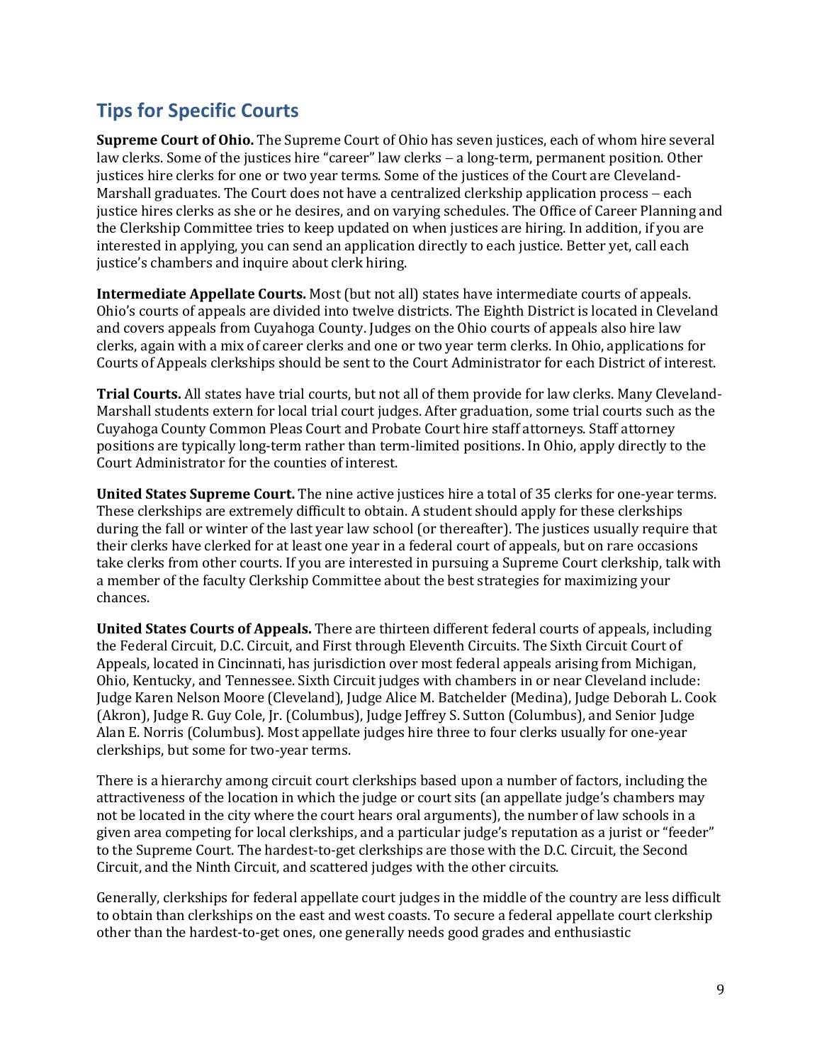## Tips for Specific Courts

**Supreme Court of Ohio.** The Supreme Court of Ohio has seven justices, each of whom hire several law clerks. Some of the justices hire "career" law clerks – a long-term, permanent position. Other justices hire clerks for one or two year terms. Some of the justices of the Court are Cleveland-Marshall graduates. The Court does not have a centralized clerkship application process – each justice hires clerks as she or he desires, and on varying schedules. The Office of Career Planning and the Clerkship Committee tries to keep updated on when justices are hiring. In addition, if you are interested in applying, you can send an application directly to each justice. Better yet, call each justice's chambers and inquire about clerk hiring.

**Intermediate Appellate Courts.** Most (but not all) states have intermediate courts of appeals. Ohio's courts of appeals are divided into twelve districts. The Eighth District is located in Cleveland and covers appeals from Cuyahoga County. Judges on the Ohio courts of appeals also hire law clerks, again with a mix of career clerks and one or two year term clerks. In Ohio, applications for Courts of Appeals clerkships should be sent to the Court Administrator for each District of interest.

**Trial Courts.** All states have trial courts, but not all of them provide for law clerks. Many Cleveland-Marshall students extern for local trial court judges. After graduation, some trial courts such as the Cuyahoga County Common Pleas Court and Probate Court hire staff attorneys. Staff attorney positions are typically long-term rather than term-limited positions. In Ohio, apply directly to the Court Administrator for the counties of interest.

**United States Supreme Court.** The nine active justices hire a total of 35 clerks for one-year terms. These clerkships are extremely difficult to obtain. A student should apply for these clerkships during the fall or winter of the last year law school (or thereafter). The justices usually require that their clerks have clerked for at least one year in a federal court of appeals, but on rare occasions take clerks from other courts. If you are interested in pursuing a Supreme Court clerkship, talk with a member of the faculty Clerkship Committee about the best strategies for maximizing your chances.

**United States Courts of Appeals.** There are thirteen different federal courts of appeals, including the Federal Circuit, D.C. Circuit, and First through Eleventh Circuits. The Sixth Circuit Court of Appeals, located in Cincinnati, has jurisdiction over most federal appeals arising from Michigan, Ohio, Kentucky, and Tennessee. Sixth Circuit judges with chambers in or near Cleveland include: Judge Karen Nelson Moore (Cleveland), Judge Alice M. Batchelder (Medina), Judge Deborah L. Cook (Akron), Judge R. Guy Cole, Jr. (Columbus), Judge Jeffrey S. Sutton (Columbus), and Senior Judge Alan E. Norris (Columbus). Most appellate judges hire three to four clerks usually for one-year clerkships, but some for two-year terms.

There is a hierarchy among circuit court clerkships based upon a number of factors, including the attractiveness of the location in which the judge or court sits (an appellate judge's chambers may not be located in the city where the court hears oral arguments), the number of law schools in a given area competing for local clerkships, and a particular judge's reputation as a jurist or "feeder" to the Supreme Court. The hardest-to-get clerkships are those with the D.C. Circuit, the Second Circuit, and the Ninth Circuit, and scattered judges with the other circuits.

Generally, clerkships for federal appellate court judges in the middle of the country are less difficult to obtain than clerkships on the east and west coasts. To secure a federal appellate court clerkship other than the hardest-to-get ones, one generally needs good grades and enthusiastic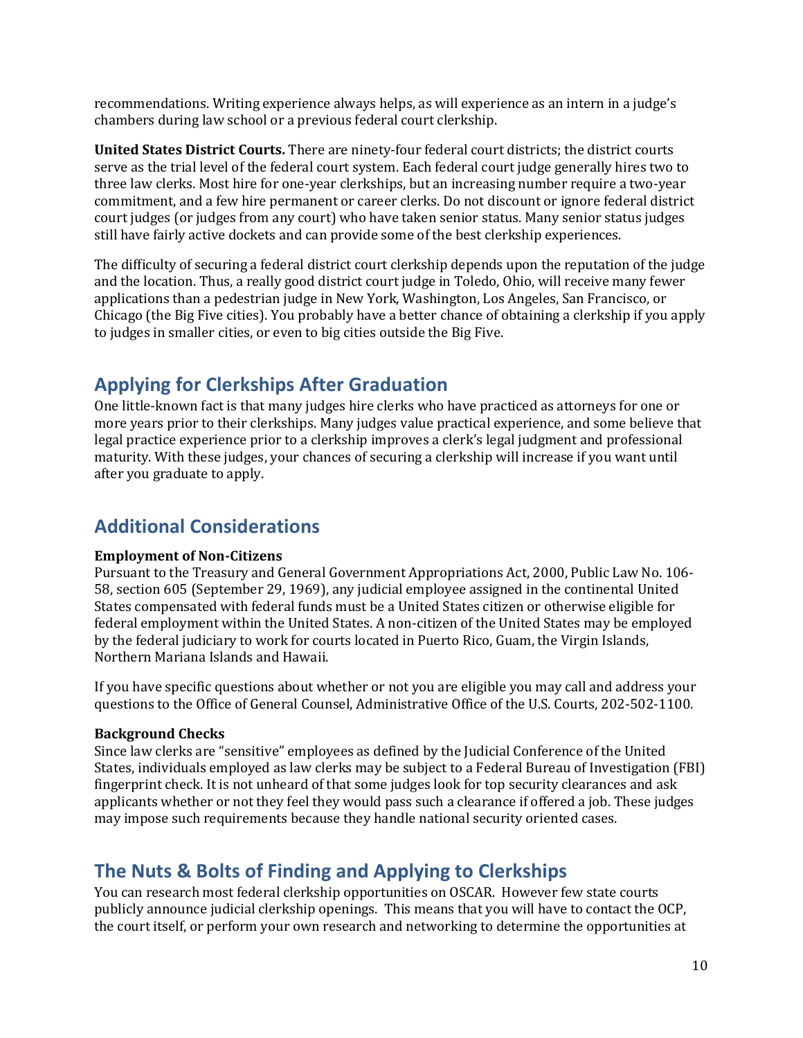recommendations. Writing experience always helps, as will experience as an intern in a judge's chambers during law school or a previous federal court clerkship.

**United States District Courts.** There are ninety-four federal court districts; the district courts serve as the trial level of the federal court system. Each federal court judge generally hires two to three law clerks. Most hire for one-year clerkships, but an increasing number require a two-year commitment, and a few hire permanent or career clerks. Do not discount or ignore federal district court judges (or judges from any court) who have taken senior status. Many senior status judges still have fairly active dockets and can provide some of the best clerkship experiences.

The difficulty of securing a federal district court clerkship depends upon the reputation of the judge and the location. Thus, a really good district court judge in Toledo, Ohio, will receive many fewer applications than a pedestrian judge in New York, Washington, Los Angeles, San Francisco, or Chicago (the Big Five cities). You probably have a better chance of obtaining a clerkship if you apply to judges in smaller cities, or even to big cities outside the Big Five.

## Applying for Clerkships After Graduation

One little-known fact is that many judges hire clerks who have practiced as attorneys for one or more years prior to their clerkships. Many judges value practical experience, and some believe that legal practice experience prior to a clerkship improves a clerk's legal judgment and professional maturity. With these judges, your chances of securing a clerkship will increase if you want until after you graduate to apply.

## Additional Considerations

**Employment of Non-Citizens**

Pursuant to the Treasury and General Government Appropriations Act, 2000, Public Law No. 106-58, section 605 (September 29, 1969), any judicial employee assigned in the continental United States compensated with federal funds must be a United States citizen or otherwise eligible for federal employment within the United States. A non-citizen of the United States may be employed by the federal judiciary to work for courts located in Puerto Rico, Guam, the Virgin Islands, Northern Mariana Islands and Hawaii.

If you have specific questions about whether or not you are eligible you may call and address your questions to the Office of General Counsel, Administrative Office of the U.S. Courts, 202-502-1100.

**Background Checks**

Since law clerks are "sensitive" employees as defined by the Judicial Conference of the United States, individuals employed as law clerks may be subject to a Federal Bureau of Investigation (FBI) fingerprint check. It is not unheard of that some judges look for top security clearances and ask applicants whether or not they feel they would pass such a clearance if offered a job. These judges may impose such requirements because they handle national security oriented cases.

## The Nuts & Bolts of Finding and Applying to Clerkships

You can research most federal clerkship opportunities on OSCAR. However few state courts publicly announce judicial clerkship openings. This means that you will have to contact the OCP, the court itself, or perform your own research and networking to determine the opportunities at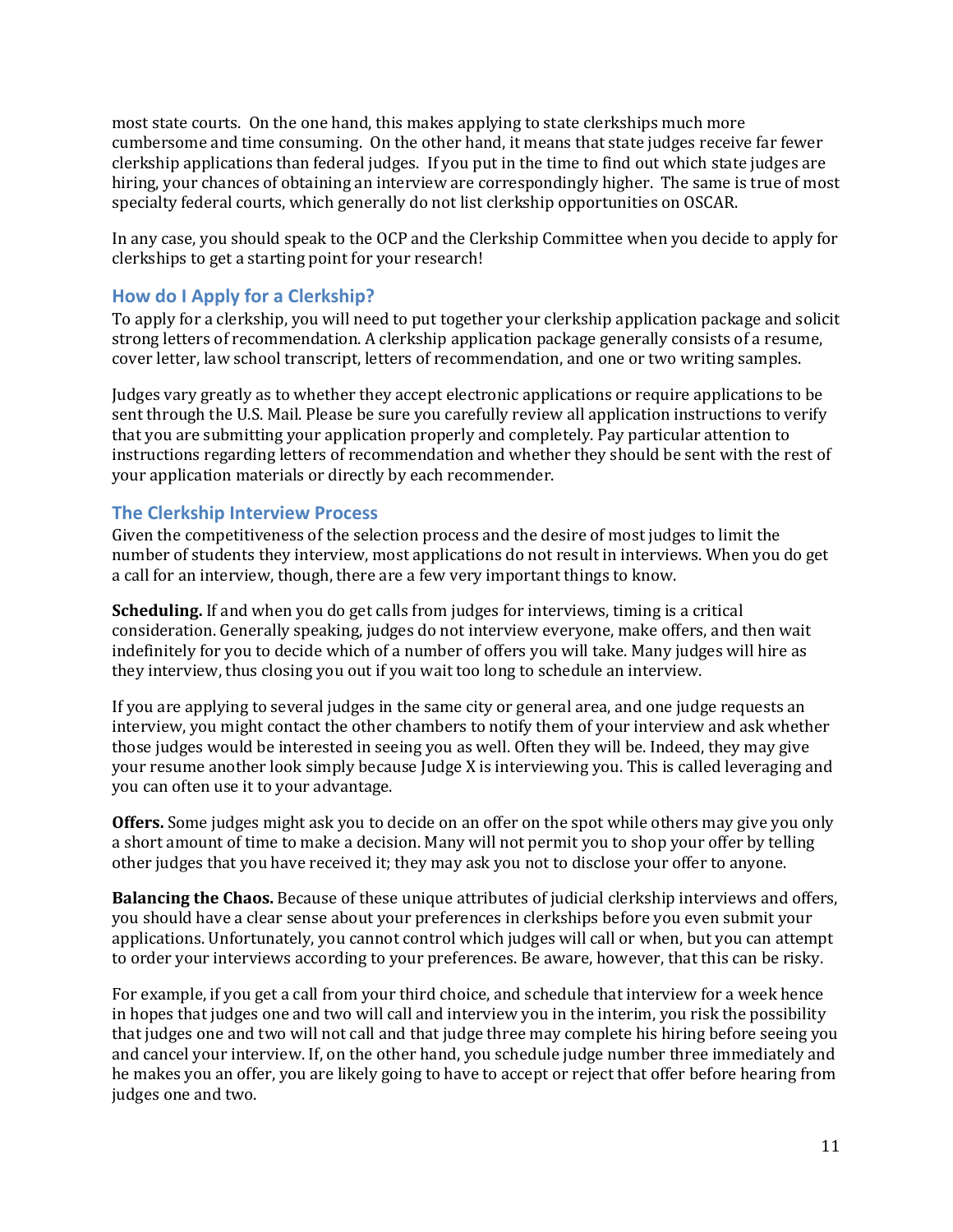most state courts. On the one hand, this makes applying to state clerkships much more cumbersome and time consuming. On the other hand, it means that state judges receive far fewer clerkship applications than federal judges. If you put in the time to find out which state judges are hiring, your chances of obtaining an interview are correspondingly higher. The same is true of most specialty federal courts, which generally do not list clerkship opportunities on OSCAR.

In any case, you should speak to the OCP and the Clerkship Committee when you decide to apply for clerkships to get a starting point for your research!

## How do I Apply for a Clerkship?

To apply for a clerkship, you will need to put together your clerkship application package and solicit strong letters of recommendation. A clerkship application package generally consists of a resume, cover letter, law school transcript, letters of recommendation, and one or two writing samples.

Judges vary greatly as to whether they accept electronic applications or require applications to be sent through the U.S. Mail. Please be sure you carefully review all application instructions to verify that you are submitting your application properly and completely. Pay particular attention to instructions regarding letters of recommendation and whether they should be sent with the rest of your application materials or directly by each recommender.

## The Clerkship Interview Process

Given the competitiveness of the selection process and the desire of most judges to limit the number of students they interview, most applications do not result in interviews. When you do get a call for an interview, though, there are a few very important things to know.

**Scheduling.** If and when you do get calls from judges for interviews, timing is a critical consideration. Generally speaking, judges do not interview everyone, make offers, and then wait indefinitely for you to decide which of a number of offers you will take. Many judges will hire as they interview, thus closing you out if you wait too long to schedule an interview.

If you are applying to several judges in the same city or general area, and one judge requests an interview, you might contact the other chambers to notify them of your interview and ask whether those judges would be interested in seeing you as well. Often they will be. Indeed, they may give your resume another look simply because Judge X is interviewing you. This is called leveraging and you can often use it to your advantage.

**Offers.** Some judges might ask you to decide on an offer on the spot while others may give you only a short amount of time to make a decision. Many will not permit you to shop your offer by telling other judges that you have received it; they may ask you not to disclose your offer to anyone.

**Balancing the Chaos.** Because of these unique attributes of judicial clerkship interviews and offers, you should have a clear sense about your preferences in clerkships before you even submit your applications. Unfortunately, you cannot control which judges will call or when, but you can attempt to order your interviews according to your preferences. Be aware, however, that this can be risky.

For example, if you get a call from your third choice, and schedule that interview for a week hence in hopes that judges one and two will call and interview you in the interim, you risk the possibility that judges one and two will not call and that judge three may complete his hiring before seeing you and cancel your interview. If, on the other hand, you schedule judge number three immediately and he makes you an offer, you are likely going to have to accept or reject that offer before hearing from judges one and two.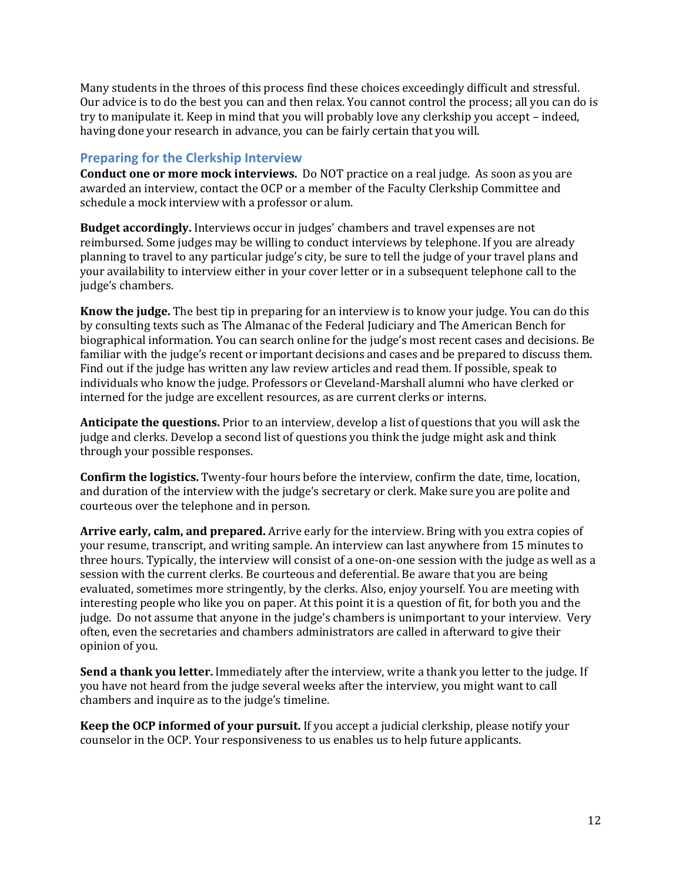Many students in the throes of this process find these choices exceedingly difficult and stressful. Our advice is to do the best you can and then relax. You cannot control the process; all you can do is try to manipulate it. Keep in mind that you will probably love any clerkship you accept – indeed, having done your research in advance, you can be fairly certain that you will.

## Preparing for the Clerkship Interview

**Conduct one or more mock interviews.** Do NOT practice on a real judge. As soon as you are awarded an interview, contact the OCP or a member of the Faculty Clerkship Committee and schedule a mock interview with a professor or alum.

**Budget accordingly.** Interviews occur in judges' chambers and travel expenses are not reimbursed. Some judges may be willing to conduct interviews by telephone. If you are already planning to travel to any particular judge's city, be sure to tell the judge of your travel plans and your availability to interview either in your cover letter or in a subsequent telephone call to the judge's chambers.

**Know the judge.** The best tip in preparing for an interview is to know your judge. You can do this by consulting texts such as The Almanac of the Federal Judiciary and The American Bench for biographical information. You can search online for the judge's most recent cases and decisions. Be familiar with the judge's recent or important decisions and cases and be prepared to discuss them. Find out if the judge has written any law review articles and read them. If possible, speak to individuals who know the judge. Professors or Cleveland-Marshall alumni who have clerked or interned for the judge are excellent resources, as are current clerks or interns.

**Anticipate the questions.** Prior to an interview, develop a list of questions that you will ask the judge and clerks. Develop a second list of questions you think the judge might ask and think through your possible responses.

**Confirm the logistics.** Twenty-four hours before the interview, confirm the date, time, location, and duration of the interview with the judge's secretary or clerk. Make sure you are polite and courteous over the telephone and in person.

**Arrive early, calm, and prepared.** Arrive early for the interview. Bring with you extra copies of your resume, transcript, and writing sample. An interview can last anywhere from 15 minutes to three hours. Typically, the interview will consist of a one-on-one session with the judge as well as a session with the current clerks. Be courteous and deferential. Be aware that you are being evaluated, sometimes more stringently, by the clerks. Also, enjoy yourself. You are meeting with interesting people who like you on paper. At this point it is a question of fit, for both you and the judge. Do not assume that anyone in the judge's chambers is unimportant to your interview. Very often, even the secretaries and chambers administrators are called in afterward to give their opinion of you.

**Send a thank you letter.** Immediately after the interview, write a thank you letter to the judge. If you have not heard from the judge several weeks after the interview, you might want to call chambers and inquire as to the judge's timeline.

**Keep the OCP informed of your pursuit.** If you accept a judicial clerkship, please notify your counselor in the OCP. Your responsiveness to us enables us to help future applicants.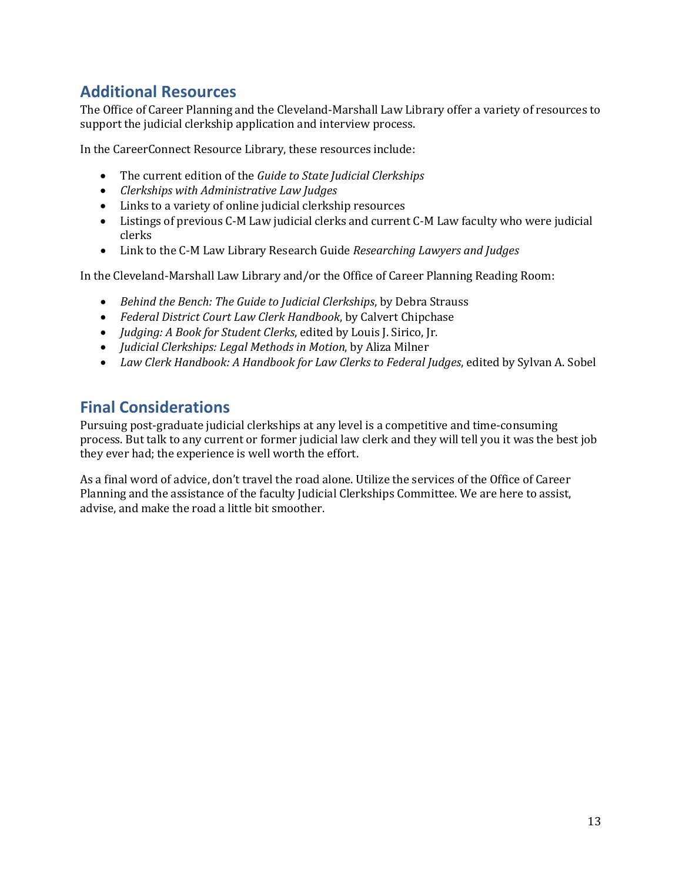## Additional Resources

The Office of Career Planning and the Cleveland-Marshall Law Library offer a variety of resources to support the judicial clerkship application and interview process.

In the CareerConnect Resource Library, these resources include:

- The current edition of the *Guide to State Judicial Clerkships*
- *Clerkships with Administrative Law Judges*
- Links to a variety of online judicial clerkship resources
- Listings of previous C-M Law judicial clerks and current C-M Law faculty who were judicial clerks
- Link to the C-M Law Library Research Guide *Researching Lawyers and Judges*

In the Cleveland-Marshall Law Library and/or the Office of Career Planning Reading Room:

- *Behind the Bench: The Guide to Judicial Clerkships*, by Debra Strauss
- *Federal District Court Law Clerk Handbook*, by Calvert Chipchase
- *Judging: A Book for Student Clerks*, edited by Louis J. Sirico, Jr.
- *Judicial Clerkships: Legal Methods in Motion*, by Aliza Milner
- *Law Clerk Handbook: A Handbook for Law Clerks to Federal Judges*, edited by Sylvan A. Sobel

## Final Considerations

Pursuing post-graduate judicial clerkships at any level is a competitive and time-consuming process. But talk to any current or former judicial law clerk and they will tell you it was the best job they ever had; the experience is well worth the effort.

As a final word of advice, don't travel the road alone. Utilize the services of the Office of Career Planning and the assistance of the faculty Judicial Clerkships Committee. We are here to assist, advise, and make the road a little bit smoother.